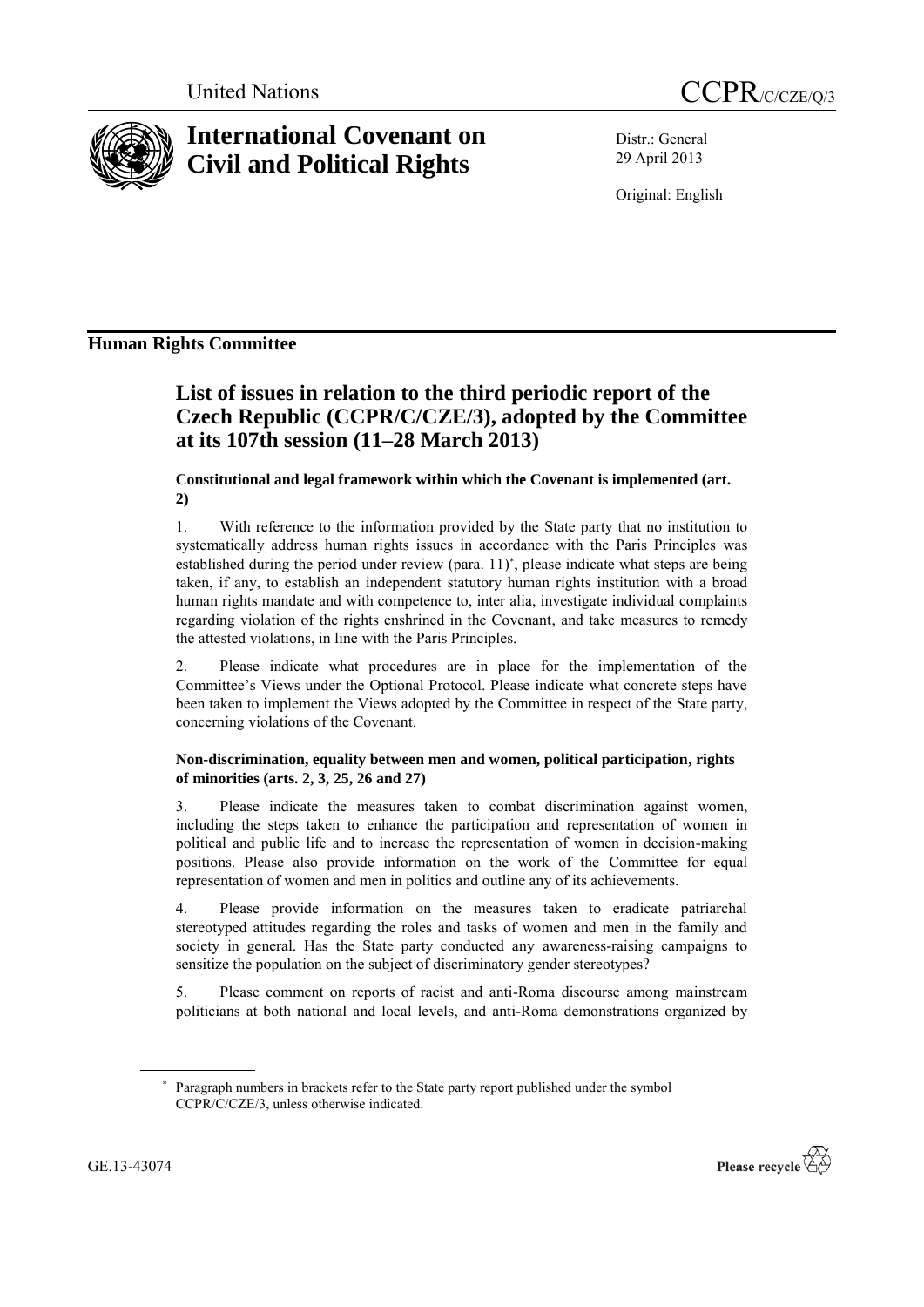United Nations

CCPR/C/CZE/Q/3

# International Covenant on Civil and Political Rights

Distr.: General
29 April 2013

Original: English

## Human Rights Committee

# List of issues in relation to the third periodic report of the Czech Republic (CCPR/C/CZE/3), adopted by the Committee at its 107th session (11–28 March 2013)

### Constitutional and legal framework within which the Covenant is implemented (art. 2)

1. With reference to the information provided by the State party that no institution to systematically address human rights issues in accordance with the Paris Principles was established during the period under review (para. 11)*, please indicate what steps are being taken, if any, to establish an independent statutory human rights institution with a broad human rights mandate and with competence to, inter alia, investigate individual complaints regarding violation of the rights enshrined in the Covenant, and take measures to remedy the attested violations, in line with the Paris Principles.

2. Please indicate what procedures are in place for the implementation of the Committee's Views under the Optional Protocol. Please indicate what concrete steps have been taken to implement the Views adopted by the Committee in respect of the State party, concerning violations of the Covenant.

### Non-discrimination, equality between men and women, political participation, rights of minorities (arts. 2, 3, 25, 26 and 27)

3. Please indicate the measures taken to combat discrimination against women, including the steps taken to enhance the participation and representation of women in political and public life and to increase the representation of women in decision-making positions. Please also provide information on the work of the Committee for equal representation of women and men in politics and outline any of its achievements.

4. Please provide information on the measures taken to eradicate patriarchal stereotyped attitudes regarding the roles and tasks of women and men in the family and society in general. Has the State party conducted any awareness-raising campaigns to sensitize the population on the subject of discriminatory gender stereotypes?

5. Please comment on reports of racist and anti-Roma discourse among mainstream politicians at both national and local levels, and anti-Roma demonstrations organized by

* Paragraph numbers in brackets refer to the State party report published under the symbol CCPR/C/CZE/3, unless otherwise indicated.

GE.13-43074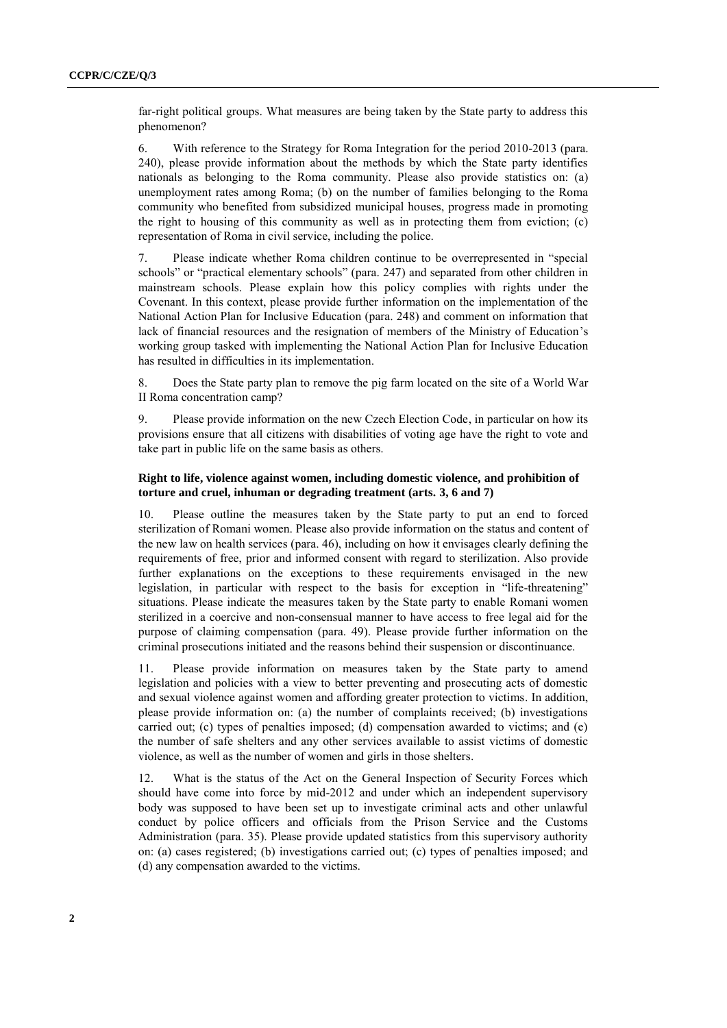far-right political groups. What measures are being taken by the State party to address this phenomenon?

6. With reference to the Strategy for Roma Integration for the period 2010-2013 (para. 240), please provide information about the methods by which the State party identifies nationals as belonging to the Roma community. Please also provide statistics on: (a) unemployment rates among Roma; (b) on the number of families belonging to the Roma community who benefited from subsidized municipal houses, progress made in promoting the right to housing of this community as well as in protecting them from eviction; (c) representation of Roma in civil service, including the police.

7. Please indicate whether Roma children continue to be overrepresented in "special schools" or "practical elementary schools" (para. 247) and separated from other children in mainstream schools. Please explain how this policy complies with rights under the Covenant. In this context, please provide further information on the implementation of the National Action Plan for Inclusive Education (para. 248) and comment on information that lack of financial resources and the resignation of members of the Ministry of Education's working group tasked with implementing the National Action Plan for Inclusive Education has resulted in difficulties in its implementation.

8. Does the State party plan to remove the pig farm located on the site of a World War II Roma concentration camp?

9. Please provide information on the new Czech Election Code, in particular on how its provisions ensure that all citizens with disabilities of voting age have the right to vote and take part in public life on the same basis as others.

### Right to life, violence against women, including domestic violence, and prohibition of torture and cruel, inhuman or degrading treatment (arts. 3, 6 and 7)

10. Please outline the measures taken by the State party to put an end to forced sterilization of Romani women. Please also provide information on the status and content of the new law on health services (para. 46), including on how it envisages clearly defining the requirements of free, prior and informed consent with regard to sterilization. Also provide further explanations on the exceptions to these requirements envisaged in the new legislation, in particular with respect to the basis for exception in "life-threatening" situations. Please indicate the measures taken by the State party to enable Romani women sterilized in a coercive and non-consensual manner to have access to free legal aid for the purpose of claiming compensation (para. 49). Please provide further information on the criminal prosecutions initiated and the reasons behind their suspension or discontinuance.

11. Please provide information on measures taken by the State party to amend legislation and policies with a view to better preventing and prosecuting acts of domestic and sexual violence against women and affording greater protection to victims. In addition, please provide information on: (a) the number of complaints received; (b) investigations carried out; (c) types of penalties imposed; (d) compensation awarded to victims; and (e) the number of safe shelters and any other services available to assist victims of domestic violence, as well as the number of women and girls in those shelters.

12. What is the status of the Act on the General Inspection of Security Forces which should have come into force by mid-2012 and under which an independent supervisory body was supposed to have been set up to investigate criminal acts and other unlawful conduct by police officers and officials from the Prison Service and the Customs Administration (para. 35). Please provide updated statistics from this supervisory authority on: (a) cases registered; (b) investigations carried out; (c) types of penalties imposed; and (d) any compensation awarded to the victims.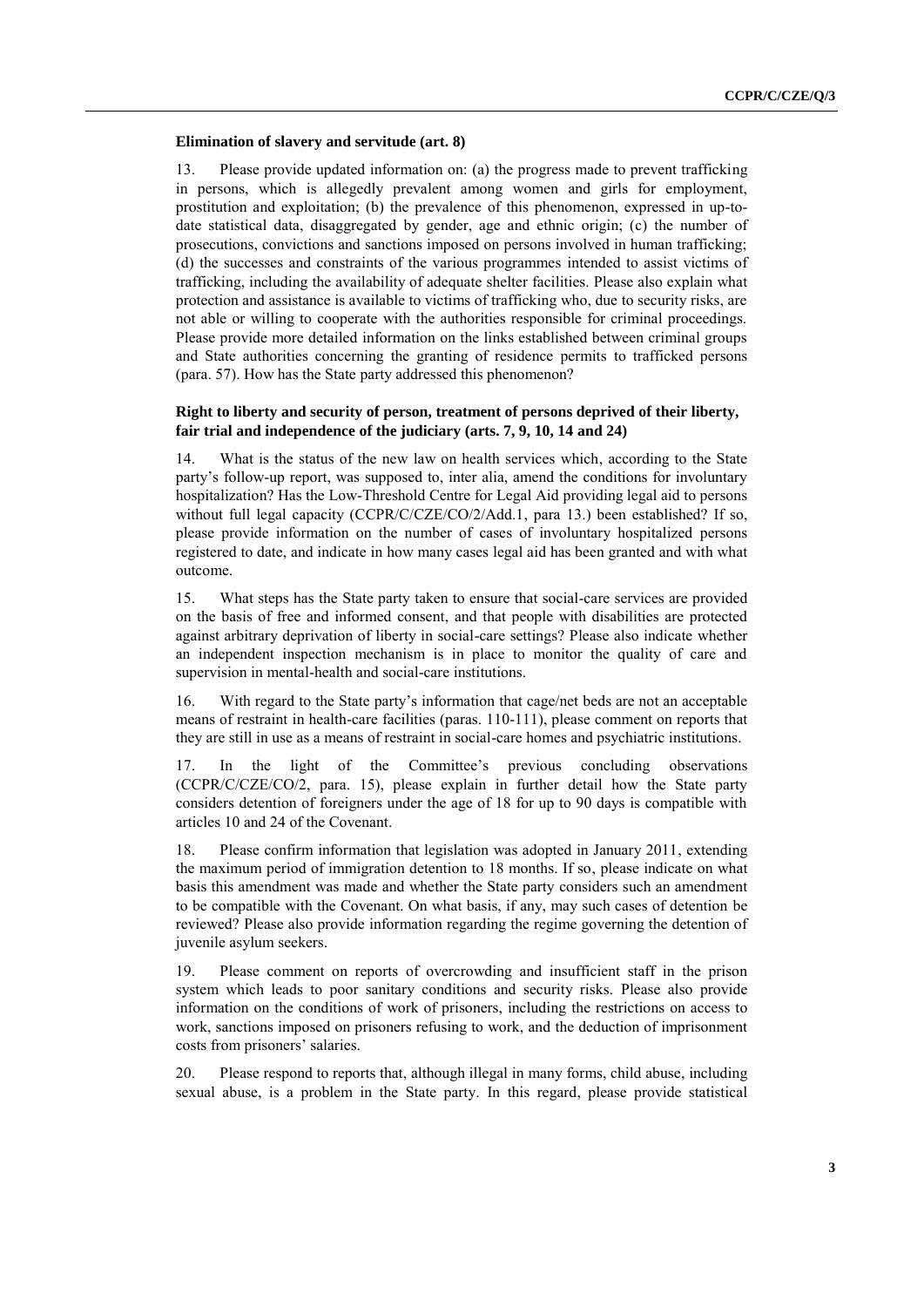### Elimination of slavery and servitude (art. 8)

13. Please provide updated information on: (a) the progress made to prevent trafficking in persons, which is allegedly prevalent among women and girls for employment, prostitution and exploitation; (b) the prevalence of this phenomenon, expressed in up-to-date statistical data, disaggregated by gender, age and ethnic origin; (c) the number of prosecutions, convictions and sanctions imposed on persons involved in human trafficking; (d) the successes and constraints of the various programmes intended to assist victims of trafficking, including the availability of adequate shelter facilities. Please also explain what protection and assistance is available to victims of trafficking who, due to security risks, are not able or willing to cooperate with the authorities responsible for criminal proceedings. Please provide more detailed information on the links established between criminal groups and State authorities concerning the granting of residence permits to trafficked persons (para. 57). How has the State party addressed this phenomenon?

### Right to liberty and security of person, treatment of persons deprived of their liberty, fair trial and independence of the judiciary (arts. 7, 9, 10, 14 and 24)

14. What is the status of the new law on health services which, according to the State party's follow-up report, was supposed to, inter alia, amend the conditions for involuntary hospitalization? Has the Low-Threshold Centre for Legal Aid providing legal aid to persons without full legal capacity (CCPR/C/CZE/CO/2/Add.1, para 13.) been established? If so, please provide information on the number of cases of involuntary hospitalized persons registered to date, and indicate in how many cases legal aid has been granted and with what outcome.

15. What steps has the State party taken to ensure that social-care services are provided on the basis of free and informed consent, and that people with disabilities are protected against arbitrary deprivation of liberty in social-care settings? Please also indicate whether an independent inspection mechanism is in place to monitor the quality of care and supervision in mental-health and social-care institutions.

16. With regard to the State party's information that cage/net beds are not an acceptable means of restraint in health-care facilities (paras. 110-111), please comment on reports that they are still in use as a means of restraint in social-care homes and psychiatric institutions.

17. In the light of the Committee's previous concluding observations (CCPR/C/CZE/CO/2, para. 15), please explain in further detail how the State party considers detention of foreigners under the age of 18 for up to 90 days is compatible with articles 10 and 24 of the Covenant.

18. Please confirm information that legislation was adopted in January 2011, extending the maximum period of immigration detention to 18 months. If so, please indicate on what basis this amendment was made and whether the State party considers such an amendment to be compatible with the Covenant. On what basis, if any, may such cases of detention be reviewed? Please also provide information regarding the regime governing the detention of juvenile asylum seekers.

19. Please comment on reports of overcrowding and insufficient staff in the prison system which leads to poor sanitary conditions and security risks. Please also provide information on the conditions of work of prisoners, including the restrictions on access to work, sanctions imposed on prisoners refusing to work, and the deduction of imprisonment costs from prisoners' salaries.

20. Please respond to reports that, although illegal in many forms, child abuse, including sexual abuse, is a problem in the State party. In this regard, please provide statistical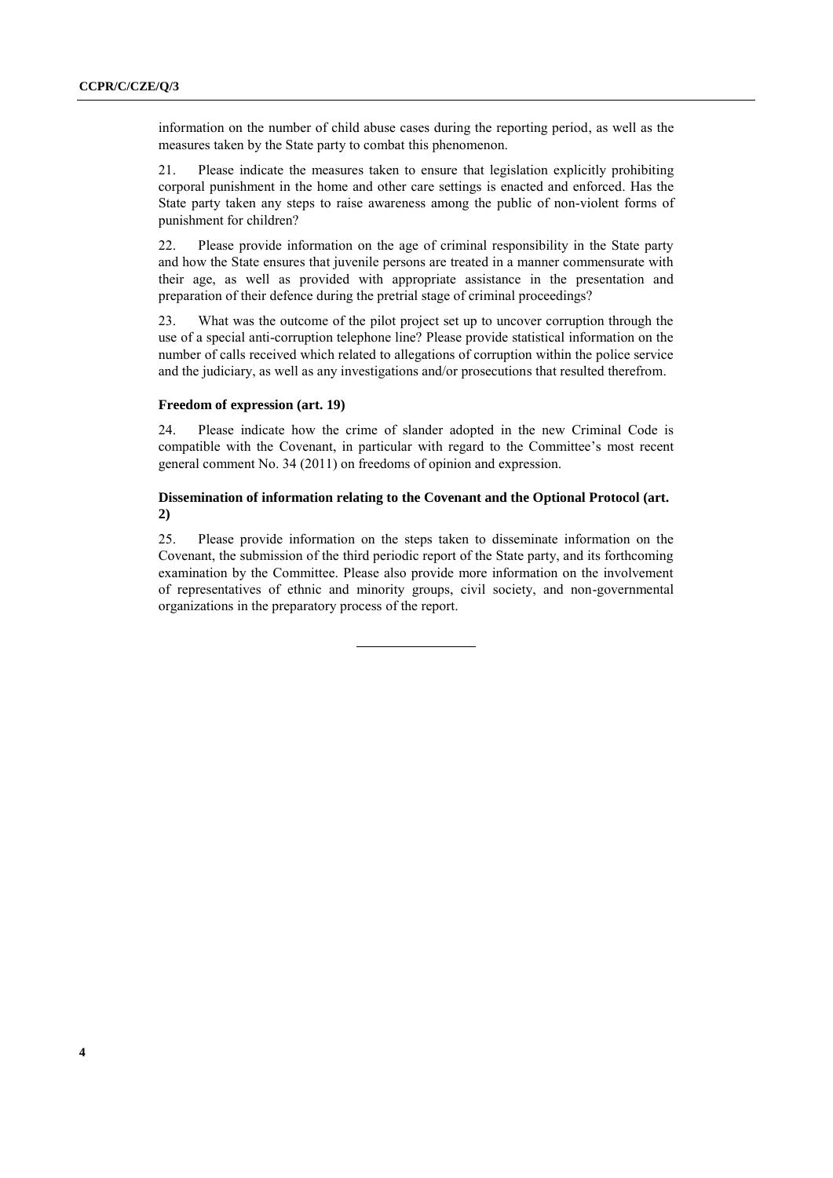information on the number of child abuse cases during the reporting period, as well as the measures taken by the State party to combat this phenomenon.

21. Please indicate the measures taken to ensure that legislation explicitly prohibiting corporal punishment in the home and other care settings is enacted and enforced. Has the State party taken any steps to raise awareness among the public of non-violent forms of punishment for children?

22. Please provide information on the age of criminal responsibility in the State party and how the State ensures that juvenile persons are treated in a manner commensurate with their age, as well as provided with appropriate assistance in the presentation and preparation of their defence during the pretrial stage of criminal proceedings?

23. What was the outcome of the pilot project set up to uncover corruption through the use of a special anti-corruption telephone line? Please provide statistical information on the number of calls received which related to allegations of corruption within the police service and the judiciary, as well as any investigations and/or prosecutions that resulted therefrom.

### Freedom of expression (art. 19)

24. Please indicate how the crime of slander adopted in the new Criminal Code is compatible with the Covenant, in particular with regard to the Committee's most recent general comment No. 34 (2011) on freedoms of opinion and expression.

### Dissemination of information relating to the Covenant and the Optional Protocol (art. 2)

25. Please provide information on the steps taken to disseminate information on the Covenant, the submission of the third periodic report of the State party, and its forthcoming examination by the Committee. Please also provide more information on the involvement of representatives of ethnic and minority groups, civil society, and non-governmental organizations in the preparatory process of the report.